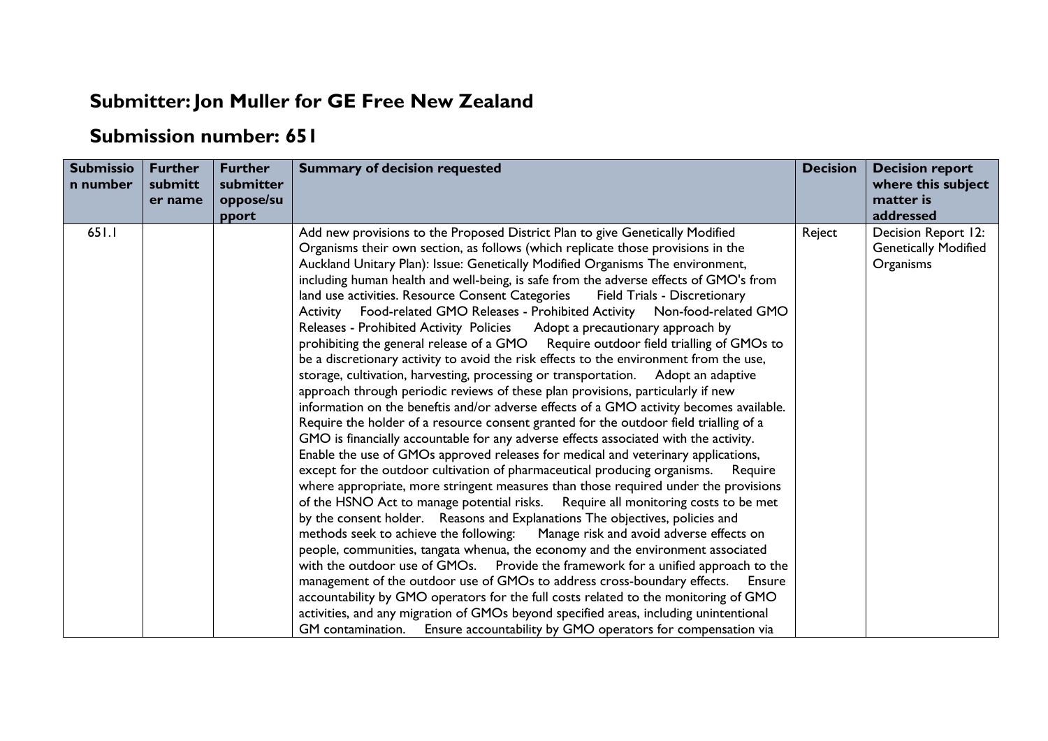## Submitter: Jon Muller for GE Free New Zealand

## Submission number: 651

| Submission number | Further submitter name | Further submitter oppose/support | Summary of decision requested | Decision | Decision report where this subject matter is addressed |
|---|---|---|---|---|---|
| 651.1 | | | Add new provisions to the Proposed District Plan to give Genetically Modified Organisms their own section, as follows (which replicate those provisions in the Auckland Unitary Plan): Issue: Genetically Modified Organisms The environment, including human health and well-being, is safe from the adverse effects of GMO's from land use activities. Resource Consent Categories Field Trials - Discretionary Activity Food-related GMO Releases - Prohibited Activity Non-food-related GMO Releases - Prohibited Activity Policies Adopt a precautionary approach by prohibiting the general release of a GMO Require outdoor field trialling of GMOs to be a discretionary activity to avoid the risk effects to the environment from the use, storage, cultivation, harvesting, processing or transportation. Adopt an adaptive approach through periodic reviews of these plan provisions, particularly if new information on the beneftis and/or adverse effects of a GMO activity becomes available. Require the holder of a resource consent granted for the outdoor field trialling of a GMO is financially accountable for any adverse effects associated with the activity. Enable the use of GMOs approved releases for medical and veterinary applications, except for the outdoor cultivation of pharmaceutical producing organisms. Require where appropriate, more stringent measures than those required under the provisions of the HSNO Act to manage potential risks. Require all monitoring costs to be met by the consent holder. Reasons and Explanations The objectives, policies and methods seek to achieve the following: Manage risk and avoid adverse effects on people, communities, tangata whenua, the economy and the environment associated with the outdoor use of GMOs. Provide the framework for a unified approach to the management of the outdoor use of GMOs to address cross-boundary effects. Ensure accountability by GMO operators for the full costs related to the monitoring of GMO activities, and any migration of GMOs beyond specified areas, including unintentional GM contamination. Ensure accountability by GMO operators for compensation via | Reject | Decision Report 12: Genetically Modified Organisms |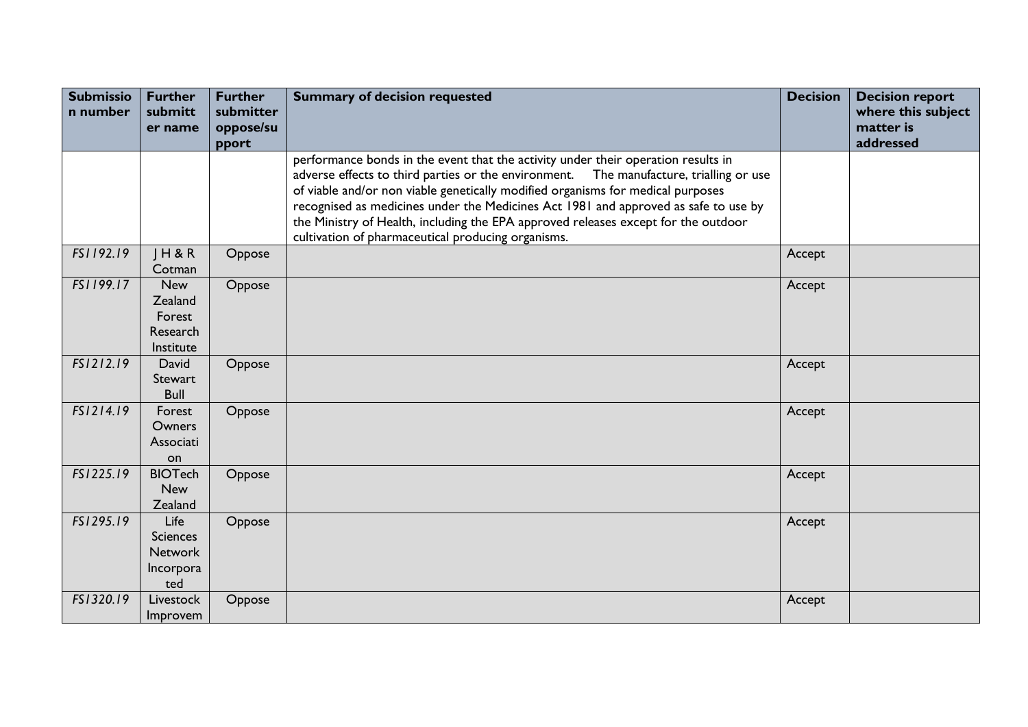| Submission number | Further submitter name | Further submitter oppose/support | Summary of decision requested | Decision | Decision report where this subject matter is addressed |
|---|---|---|---|---|---|
| | | | performance bonds in the event that the activity under their operation results in adverse effects to third parties or the environment. The manufacture, trialling or use of viable and/or non viable genetically modified organisms for medical purposes recognised as medicines under the Medicines Act 1981 and approved as safe to use by the Ministry of Health, including the EPA approved releases except for the outdoor cultivation of pharmaceutical producing organisms. | | |
| *FS1192.19* | J H & R Cotman | Oppose | | Accept | |
| *FS1199.17* | New Zealand Forest Research Institute | Oppose | | Accept | |
| *FS1212.19* | David Stewart Bull | Oppose | | Accept | |
| *FS1214.19* | Forest Owners Association | Oppose | | Accept | |
| *FS1225.19* | BIOTech New Zealand | Oppose | | Accept | |
| *FS1295.19* | Life Sciences Network Incorporated | Oppose | | Accept | |
| *FS1320.19* | Livestock Improvem | Oppose | | Accept | |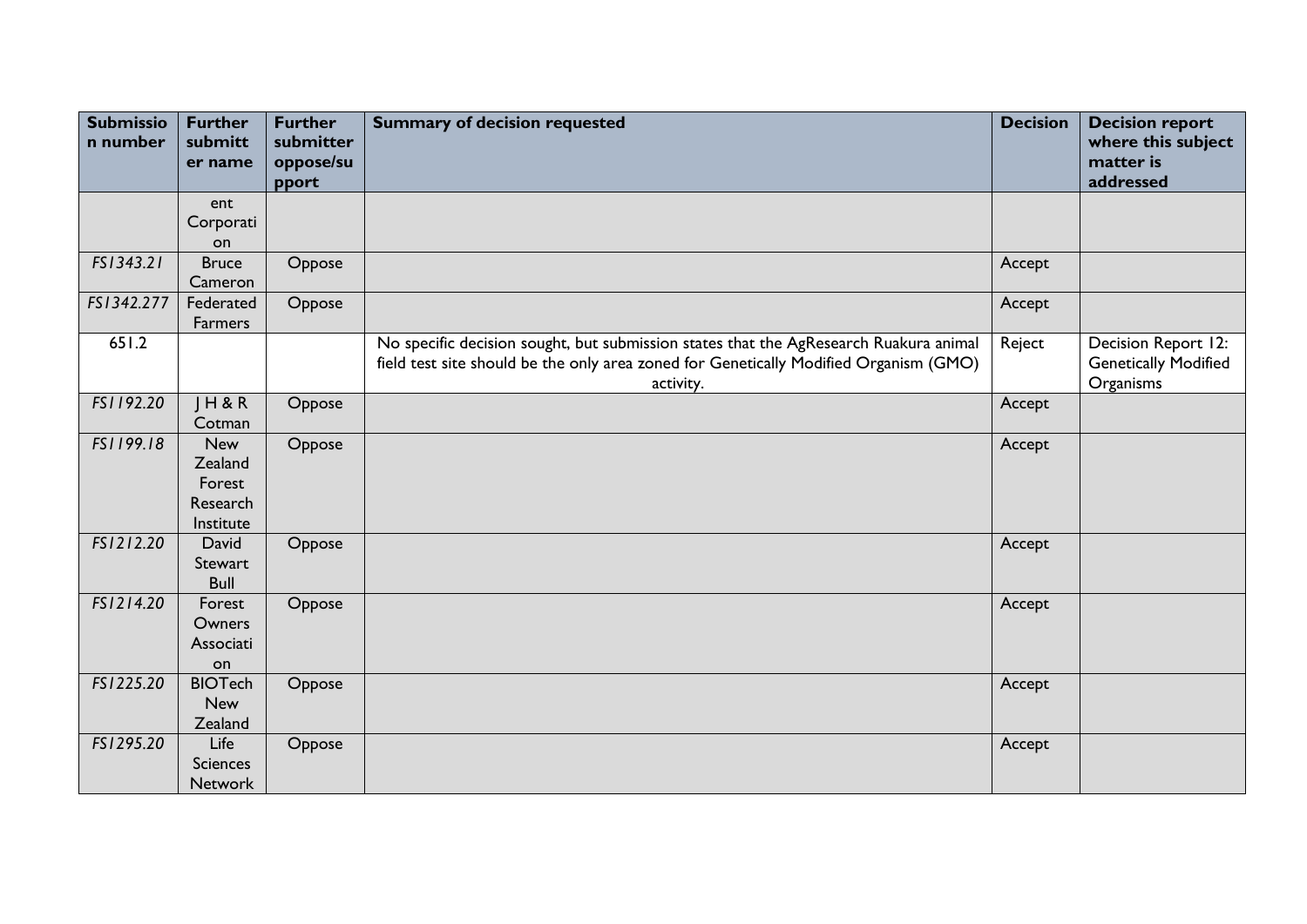| Submission number | Further submitter name | Further submitter oppose/support | Summary of decision requested | Decision | Decision report where this subject matter is addressed |
|---|---|---|---|---|---|
| | ent Corporation | | | | |
| *FS1343.21* | Bruce Cameron | Oppose | | Accept | |
| *FS1342.277* | Federated Farmers | Oppose | | Accept | |
| 651.2 | | | No specific decision sought, but submission states that the AgResearch Ruakura animal field test site should be the only area zoned for Genetically Modified Organism (GMO) activity. | Reject | Decision Report 12: Genetically Modified Organisms |
| *FS1192.20* | J H & R Cotman | Oppose | | Accept | |
| *FS1199.18* | New Zealand Forest Research Institute | Oppose | | Accept | |
| *FS1212.20* | David Stewart Bull | Oppose | | Accept | |
| *FS1214.20* | Forest Owners Association | Oppose | | Accept | |
| *FS1225.20* | BIOTech New Zealand | Oppose | | Accept | |
| *FS1295.20* | Life Sciences Network | Oppose | | Accept | |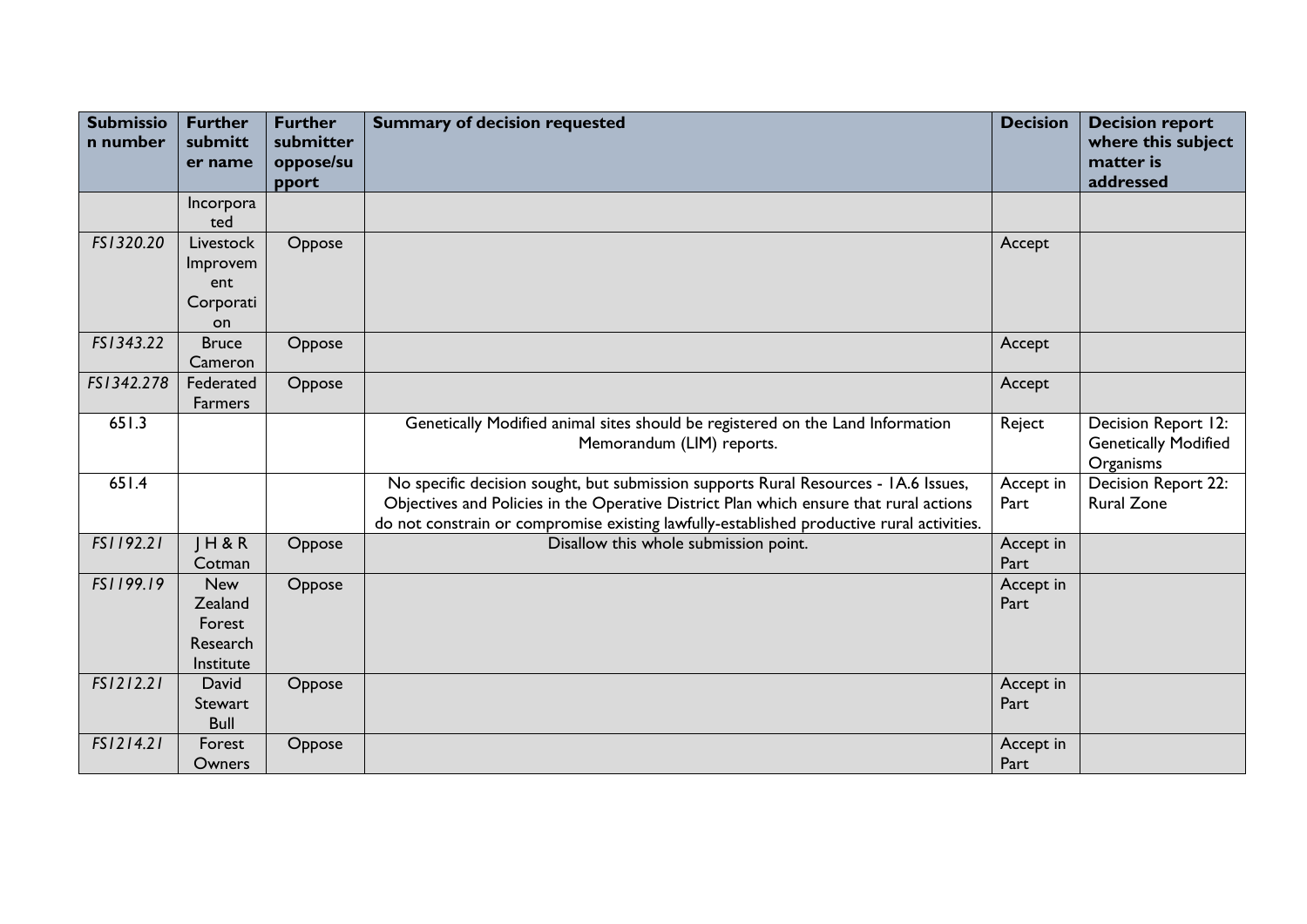| Submission number | Further submitter name | Further submitter oppose/support | Summary of decision requested | Decision | Decision report where this subject matter is addressed |
|---|---|---|---|---|---|
| | Incorporated | | | | |
| *FS1320.20* | Livestock Improvement Corporation | Oppose | | Accept | |
| *FS1343.22* | Bruce Cameron | Oppose | | Accept | |
| *FS1342.278* | Federated Farmers | Oppose | | Accept | |
| 651.3 | | | Genetically Modified animal sites should be registered on the Land Information Memorandum (LIM) reports. | Reject | Decision Report 12: Genetically Modified Organisms |
| 651.4 | | | No specific decision sought, but submission supports Rural Resources - 1A.6 Issues, Objectives and Policies in the Operative District Plan which ensure that rural actions do not constrain or compromise existing lawfully-established productive rural activities. | Accept in Part | Decision Report 22: Rural Zone |
| *FS1192.21* | J H & R Cotman | Oppose | Disallow this whole submission point. | Accept in Part | |
| *FS1199.19* | New Zealand Forest Research Institute | Oppose | | Accept in Part | |
| *FS1212.21* | David Stewart Bull | Oppose | | Accept in Part | |
| *FS1214.21* | Forest Owners | Oppose | | Accept in Part | |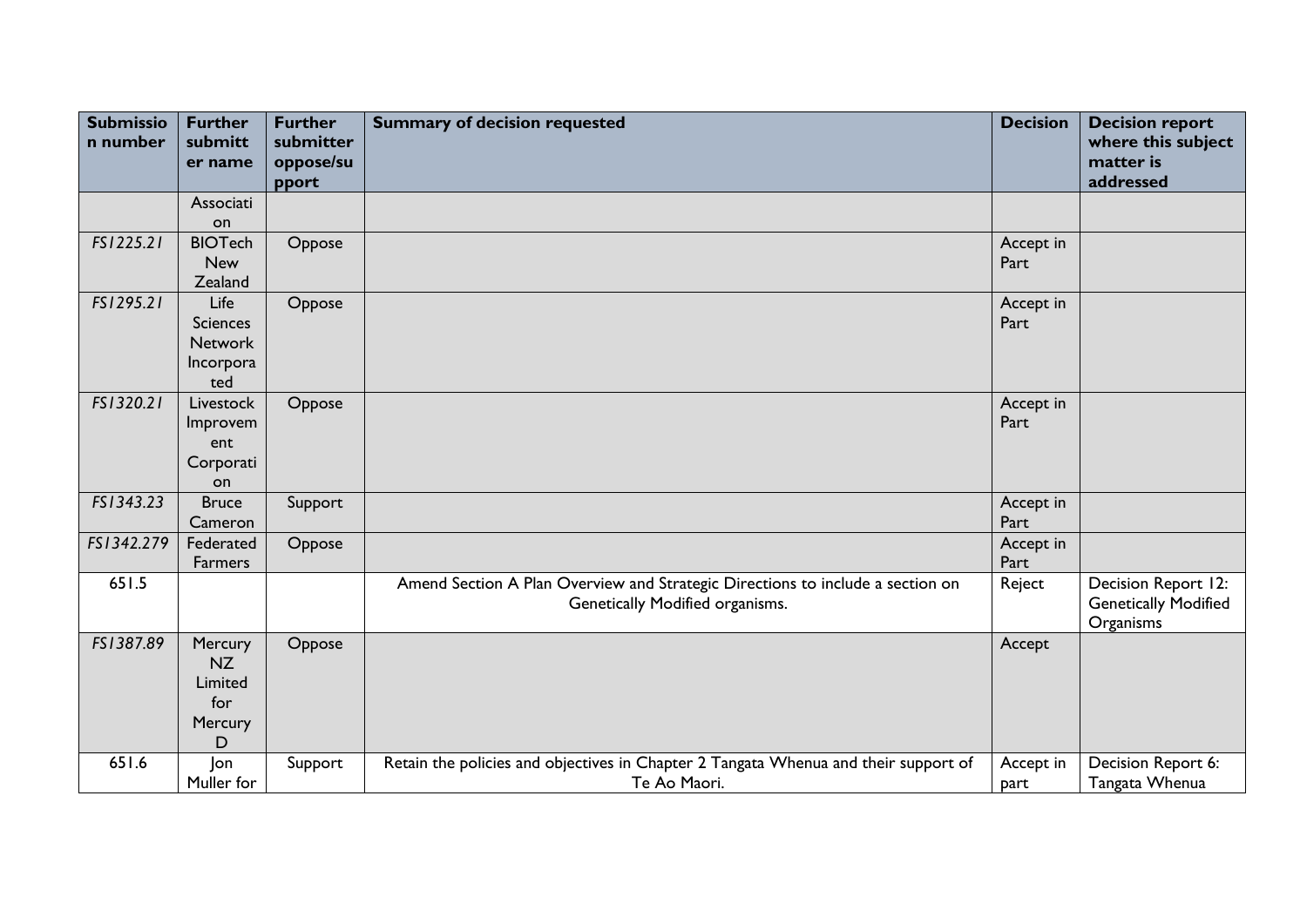| Submission number | Further submitter name | Further submitter oppose/support | Summary of decision requested | Decision | Decision report where this subject matter is addressed |
|---|---|---|---|---|---|
| | Association | | | | |
| *FS1225.21* | BIOTech New Zealand | Oppose | | Accept in Part | |
| *FS1295.21* | Life Sciences Network Incorporated | Oppose | | Accept in Part | |
| *FS1320.21* | Livestock Improvement Corporation | Oppose | | Accept in Part | |
| *FS1343.23* | Bruce Cameron | Support | | Accept in Part | |
| *FS1342.279* | Federated Farmers | Oppose | | Accept in Part | |
| 651.5 | | | Amend Section A Plan Overview and Strategic Directions to include a section on Genetically Modified organisms. | Reject | Decision Report 12: Genetically Modified Organisms |
| *FS1387.89* | Mercury NZ Limited for Mercury D | Oppose | | Accept | |
| 651.6 | Jon Muller for | Support | Retain the policies and objectives in Chapter 2 Tangata Whenua and their support of Te Ao Maori. | Accept in part | Decision Report 6: Tangata Whenua |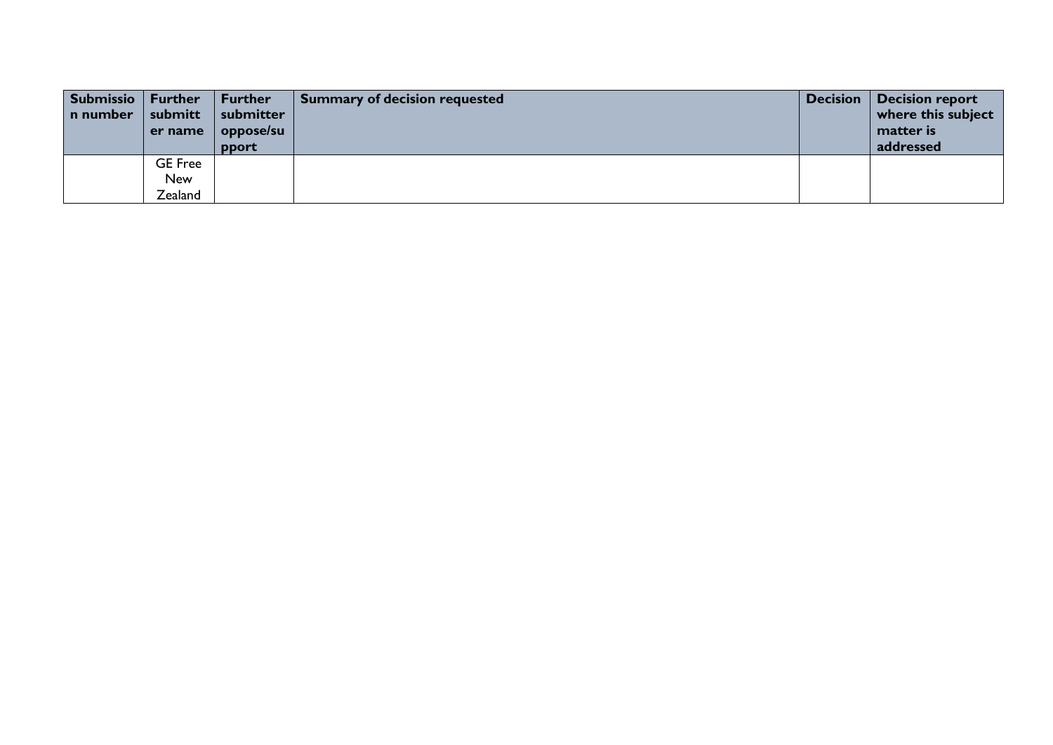| Submission number | Further submitter name | Further submitter oppose/support | Summary of decision requested | Decision | Decision report where this subject matter is addressed |
| --- | --- | --- | --- | --- | --- |
| | GE Free New Zealand | | | | |